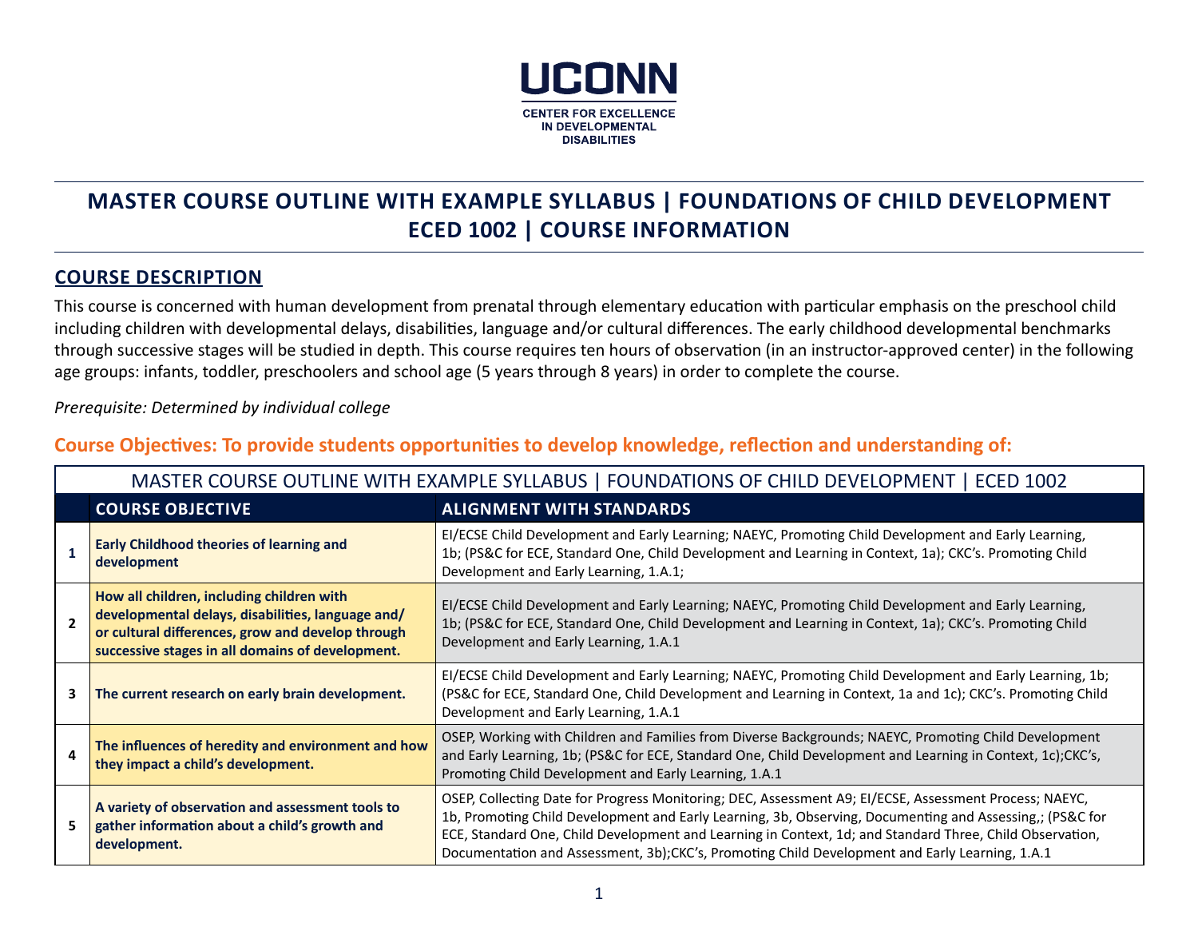UCONN

CENTER FOR EXCELLENCE IN DEVELOPMENTAL DISABILITIES

# MASTER COURSE OUTLINE WITH EXAMPLE SYLLABUS | FOUNDATIONS OF CHILD DEVELOPMENT ECED 1002 | COURSE INFORMATION

## COURSE DESCRIPTION

This course is concerned with human development from prenatal through elementary education with particular emphasis on the preschool child including children with developmental delays, disabilities, language and/or cultural differences. The early childhood developmental benchmarks through successive stages will be studied in depth. This course requires ten hours of observation (in an instructor-approved center) in the following age groups: infants, toddler, preschoolers and school age (5 years through 8 years) in order to complete the course.

*Prerequisite: Determined by individual college*

### Course Objectives: To provide students opportunities to develop knowledge, reflection and understanding of:

| MASTER COURSE OUTLINE WITH EXAMPLE SYLLABUS \| FOUNDATIONS OF CHILD DEVELOPMENT \| ECED 1002 | | |
|---|---|---|
| | **COURSE OBJECTIVE** | **ALIGNMENT WITH STANDARDS** |
| 1 | **Early Childhood theories of learning and development** | EI/ECSE Child Development and Early Learning; NAEYC, Promoting Child Development and Early Learning, 1b; (PS&C for ECE, Standard One, Child Development and Learning in Context, 1a); CKC's. Promoting Child Development and Early Learning, 1.A.1; |
| 2 | **How all children, including children with developmental delays, disabilities, language and/ or cultural differences, grow and develop through successive stages in all domains of development.** | EI/ECSE Child Development and Early Learning; NAEYC, Promoting Child Development and Early Learning, 1b; (PS&C for ECE, Standard One, Child Development and Learning in Context, 1a); CKC's. Promoting Child Development and Early Learning, 1.A.1 |
| 3 | **The current research on early brain development.** | EI/ECSE Child Development and Early Learning; NAEYC, Promoting Child Development and Early Learning, 1b; (PS&C for ECE, Standard One, Child Development and Learning in Context, 1a and 1c); CKC's. Promoting Child Development and Early Learning, 1.A.1 |
| 4 | **The influences of heredity and environment and how they impact a child's development.** | OSEP, Working with Children and Families from Diverse Backgrounds; NAEYC, Promoting Child Development and Early Learning, 1b; (PS&C for ECE, Standard One, Child Development and Learning in Context, 1c);CKC's, Promoting Child Development and Early Learning, 1.A.1 |
| 5 | **A variety of observation and assessment tools to gather information about a child's growth and development.** | OSEP, Collecting Date for Progress Monitoring; DEC, Assessment A9; EI/ECSE, Assessment Process; NAEYC, 1b, Promoting Child Development and Early Learning, 3b, Observing, Documenting and Assessing,; (PS&C for ECE, Standard One, Child Development and Learning in Context, 1d; and Standard Three, Child Observation, Documentation and Assessment, 3b);CKC's, Promoting Child Development and Early Learning, 1.A.1 |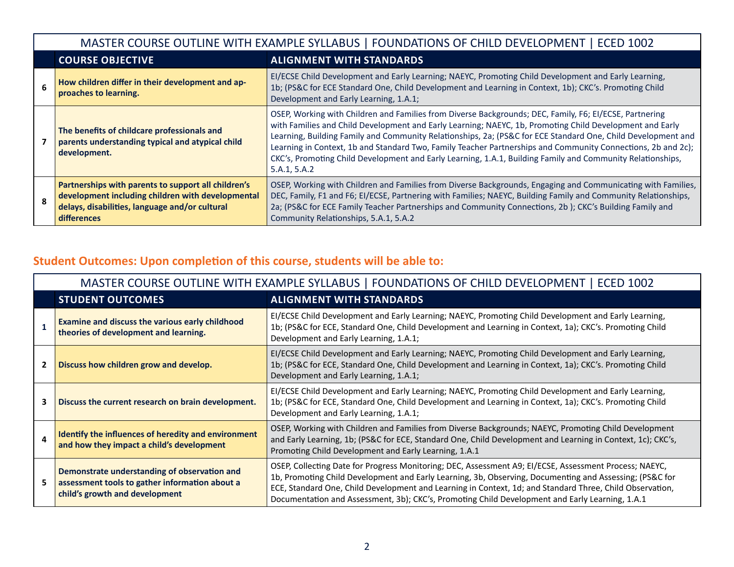| | MASTER COURSE OUTLINE WITH EXAMPLE SYLLABUS \| FOUNDATIONS OF CHILD DEVELOPMENT \| ECED 1002 | |
|---|---|---|
| | **COURSE OBJECTIVE** | **ALIGNMENT WITH STANDARDS** |
| **6** | **How children differ in their development and approaches to learning.** | EI/ECSE Child Development and Early Learning; NAEYC, Promoting Child Development and Early Learning, 1b; (PS&C for ECE Standard One, Child Development and Learning in Context, 1b); CKC's. Promoting Child Development and Early Learning, 1.A.1; |
| **7** | **The benefits of childcare professionals and parents understanding typical and atypical child development.** | OSEP, Working with Children and Families from Diverse Backgrounds; DEC, Family, F6; EI/ECSE, Partnering with Families and Child Development and Early Learning; NAEYC, 1b, Promoting Child Development and Early Learning, Building Family and Community Relationships, 2a; (PS&C for ECE Standard One, Child Development and Learning in Context, 1b and Standard Two, Family Teacher Partnerships and Community Connections, 2b and 2c); CKC's, Promoting Child Development and Early Learning, 1.A.1, Building Family and Community Relationships, 5.A.1, 5.A.2 |
| **8** | **Partnerships with parents to support all children's development including children with developmental delays, disabilities, language and/or cultural differences** | OSEP, Working with Children and Families from Diverse Backgrounds, Engaging and Communicating with Families, DEC, Family, F1 and F6; EI/ECSE, Partnering with Families; NAEYC, Building Family and Community Relationships, 2a; (PS&C for ECE Family Teacher Partnerships and Community Connections, 2b ); CKC's Building Family and Community Relationships, 5.A.1, 5.A.2 |

## Student Outcomes: Upon completion of this course, students will be able to:

| | MASTER COURSE OUTLINE WITH EXAMPLE SYLLABUS \| FOUNDATIONS OF CHILD DEVELOPMENT \| ECED 1002 | |
|---|---|---|
| | **STUDENT OUTCOMES** | **ALIGNMENT WITH STANDARDS** |
| **1** | **Examine and discuss the various early childhood theories of development and learning.** | EI/ECSE Child Development and Early Learning; NAEYC, Promoting Child Development and Early Learning, 1b; (PS&C for ECE, Standard One, Child Development and Learning in Context, 1a); CKC's. Promoting Child Development and Early Learning, 1.A.1; |
| **2** | **Discuss how children grow and develop.** | EI/ECSE Child Development and Early Learning; NAEYC, Promoting Child Development and Early Learning, 1b; (PS&C for ECE, Standard One, Child Development and Learning in Context, 1a); CKC's. Promoting Child Development and Early Learning, 1.A.1; |
| **3** | **Discuss the current research on brain development.** | EI/ECSE Child Development and Early Learning; NAEYC, Promoting Child Development and Early Learning, 1b; (PS&C for ECE, Standard One, Child Development and Learning in Context, 1a); CKC's. Promoting Child Development and Early Learning, 1.A.1; |
| **4** | **Identify the influences of heredity and environment and how they impact a child's development** | OSEP, Working with Children and Families from Diverse Backgrounds; NAEYC, Promoting Child Development and Early Learning, 1b; (PS&C for ECE, Standard One, Child Development and Learning in Context, 1c); CKC's, Promoting Child Development and Early Learning, 1.A.1 |
| **5** | **Demonstrate understanding of observation and assessment tools to gather information about a child's growth and development** | OSEP, Collecting Date for Progress Monitoring; DEC, Assessment A9; EI/ECSE, Assessment Process; NAEYC, 1b, Promoting Child Development and Early Learning, 3b, Observing, Documenting and Assessing; (PS&C for ECE, Standard One, Child Development and Learning in Context, 1d; and Standard Three, Child Observation, Documentation and Assessment, 3b); CKC's, Promoting Child Development and Early Learning, 1.A.1 |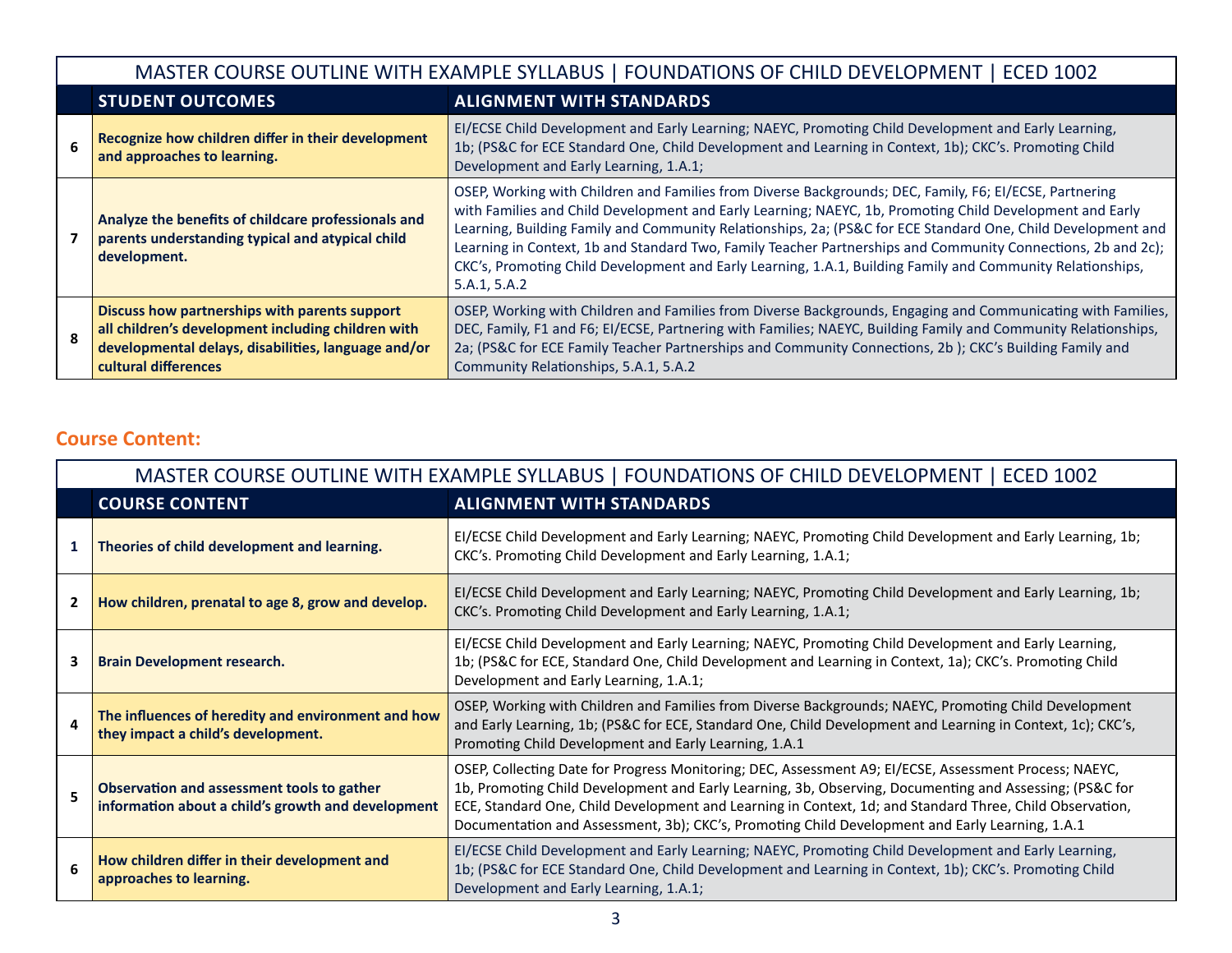| | MASTER COURSE OUTLINE WITH EXAMPLE SYLLABUS \| FOUNDATIONS OF CHILD DEVELOPMENT \| ECED 1002 | |
|---|---|---|
| | **STUDENT OUTCOMES** | **ALIGNMENT WITH STANDARDS** |
| **6** | **Recognize how children differ in their development and approaches to learning.** | EI/ECSE Child Development and Early Learning; NAEYC, Promoting Child Development and Early Learning, 1b; (PS&C for ECE Standard One, Child Development and Learning in Context, 1b); CKC's. Promoting Child Development and Early Learning, 1.A.1; |
| **7** | **Analyze the benefits of childcare professionals and parents understanding typical and atypical child development.** | OSEP, Working with Children and Families from Diverse Backgrounds; DEC, Family, F6; EI/ECSE, Partnering with Families and Child Development and Early Learning; NAEYC, 1b, Promoting Child Development and Early Learning, Building Family and Community Relationships, 2a; (PS&C for ECE Standard One, Child Development and Learning in Context, 1b and Standard Two, Family Teacher Partnerships and Community Connections, 2b and 2c); CKC's, Promoting Child Development and Early Learning, 1.A.1, Building Family and Community Relationships, 5.A.1, 5.A.2 |
| **8** | **Discuss how partnerships with parents support all children's development including children with developmental delays, disabilities, language and/or cultural differences** | OSEP, Working with Children and Families from Diverse Backgrounds, Engaging and Communicating with Families, DEC, Family, F1 and F6; EI/ECSE, Partnering with Families; NAEYC, Building Family and Community Relationships, 2a; (PS&C for ECE Family Teacher Partnerships and Community Connections, 2b ); CKC's Building Family and Community Relationships, 5.A.1, 5.A.2 |

## Course Content:

| | MASTER COURSE OUTLINE WITH EXAMPLE SYLLABUS \| FOUNDATIONS OF CHILD DEVELOPMENT \| ECED 1002 | |
|---|---|---|
| | **COURSE CONTENT** | **ALIGNMENT WITH STANDARDS** |
| **1** | **Theories of child development and learning.** | EI/ECSE Child Development and Early Learning; NAEYC, Promoting Child Development and Early Learning, 1b; CKC's. Promoting Child Development and Early Learning, 1.A.1; |
| **2** | **How children, prenatal to age 8, grow and develop.** | EI/ECSE Child Development and Early Learning; NAEYC, Promoting Child Development and Early Learning, 1b; CKC's. Promoting Child Development and Early Learning, 1.A.1; |
| **3** | **Brain Development research.** | EI/ECSE Child Development and Early Learning; NAEYC, Promoting Child Development and Early Learning, 1b; (PS&C for ECE, Standard One, Child Development and Learning in Context, 1a); CKC's. Promoting Child Development and Early Learning, 1.A.1; |
| **4** | **The influences of heredity and environment and how they impact a child's development.** | OSEP, Working with Children and Families from Diverse Backgrounds; NAEYC, Promoting Child Development and Early Learning, 1b; (PS&C for ECE, Standard One, Child Development and Learning in Context, 1c); CKC's, Promoting Child Development and Early Learning, 1.A.1 |
| **5** | **Observation and assessment tools to gather information about a child's growth and development** | OSEP, Collecting Date for Progress Monitoring; DEC, Assessment A9; EI/ECSE, Assessment Process; NAEYC, 1b, Promoting Child Development and Early Learning, 3b, Observing, Documenting and Assessing; (PS&C for ECE, Standard One, Child Development and Learning in Context, 1d; and Standard Three, Child Observation, Documentation and Assessment, 3b); CKC's, Promoting Child Development and Early Learning, 1.A.1 |
| **6** | **How children differ in their development and approaches to learning.** | EI/ECSE Child Development and Early Learning; NAEYC, Promoting Child Development and Early Learning, 1b; (PS&C for ECE Standard One, Child Development and Learning in Context, 1b); CKC's. Promoting Child Development and Early Learning, 1.A.1; |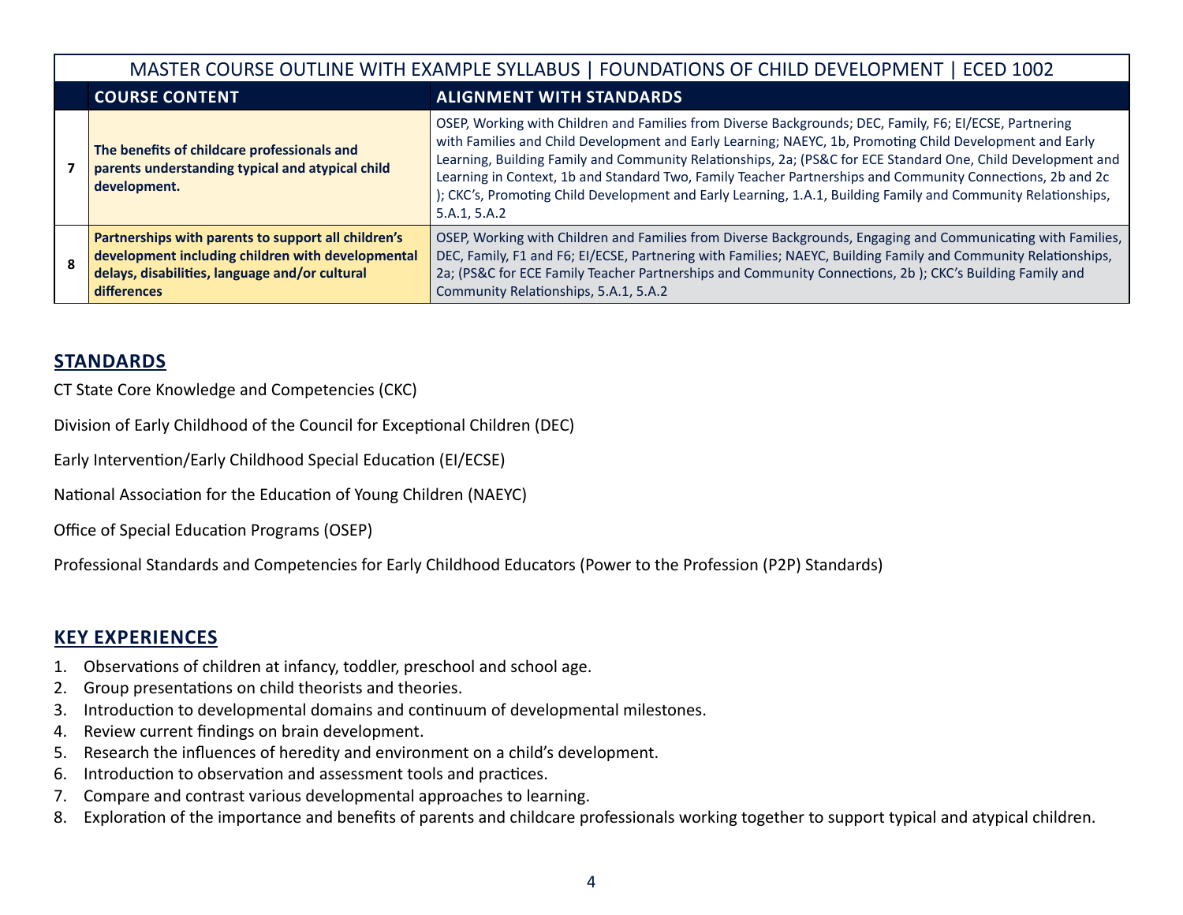| MASTER COURSE OUTLINE WITH EXAMPLE SYLLABUS \| FOUNDATIONS OF CHILD DEVELOPMENT \| ECED 1002 | | |
|---|---|---|
| | **COURSE CONTENT** | **ALIGNMENT WITH STANDARDS** |
| 7 | **The benefits of childcare professionals and parents understanding typical and atypical child development.** | OSEP, Working with Children and Families from Diverse Backgrounds; DEC, Family, F6; EI/ECSE, Partnering with Families and Child Development and Early Learning; NAEYC, 1b, Promoting Child Development and Early Learning, Building Family and Community Relationships, 2a; (PS&C for ECE Standard One, Child Development and Learning in Context, 1b and Standard Two, Family Teacher Partnerships and Community Connections, 2b and 2c ); CKC's, Promoting Child Development and Early Learning, 1.A.1, Building Family and Community Relationships, 5.A.1, 5.A.2 |
| 8 | **Partnerships with parents to support all children's development including children with developmental delays, disabilities, language and/or cultural differences** | OSEP, Working with Children and Families from Diverse Backgrounds, Engaging and Communicating with Families, DEC, Family, F1 and F6; EI/ECSE, Partnering with Families; NAEYC, Building Family and Community Relationships, 2a; (PS&C for ECE Family Teacher Partnerships and Community Connections, 2b ); CKC's Building Family and Community Relationships, 5.A.1, 5.A.2 |

## STANDARDS

CT State Core Knowledge and Competencies (CKC)

Division of Early Childhood of the Council for Exceptional Children (DEC)

Early Intervention/Early Childhood Special Education (EI/ECSE)

National Association for the Education of Young Children (NAEYC)

Office of Special Education Programs (OSEP)

Professional Standards and Competencies for Early Childhood Educators (Power to the Profession (P2P) Standards)

## KEY EXPERIENCES

1. Observations of children at infancy, toddler, preschool and school age.
2. Group presentations on child theorists and theories.
3. Introduction to developmental domains and continuum of developmental milestones.
4. Review current findings on brain development.
5. Research the influences of heredity and environment on a child's development.
6. Introduction to observation and assessment tools and practices.
7. Compare and contrast various developmental approaches to learning.
8. Exploration of the importance and benefits of parents and childcare professionals working together to support typical and atypical children.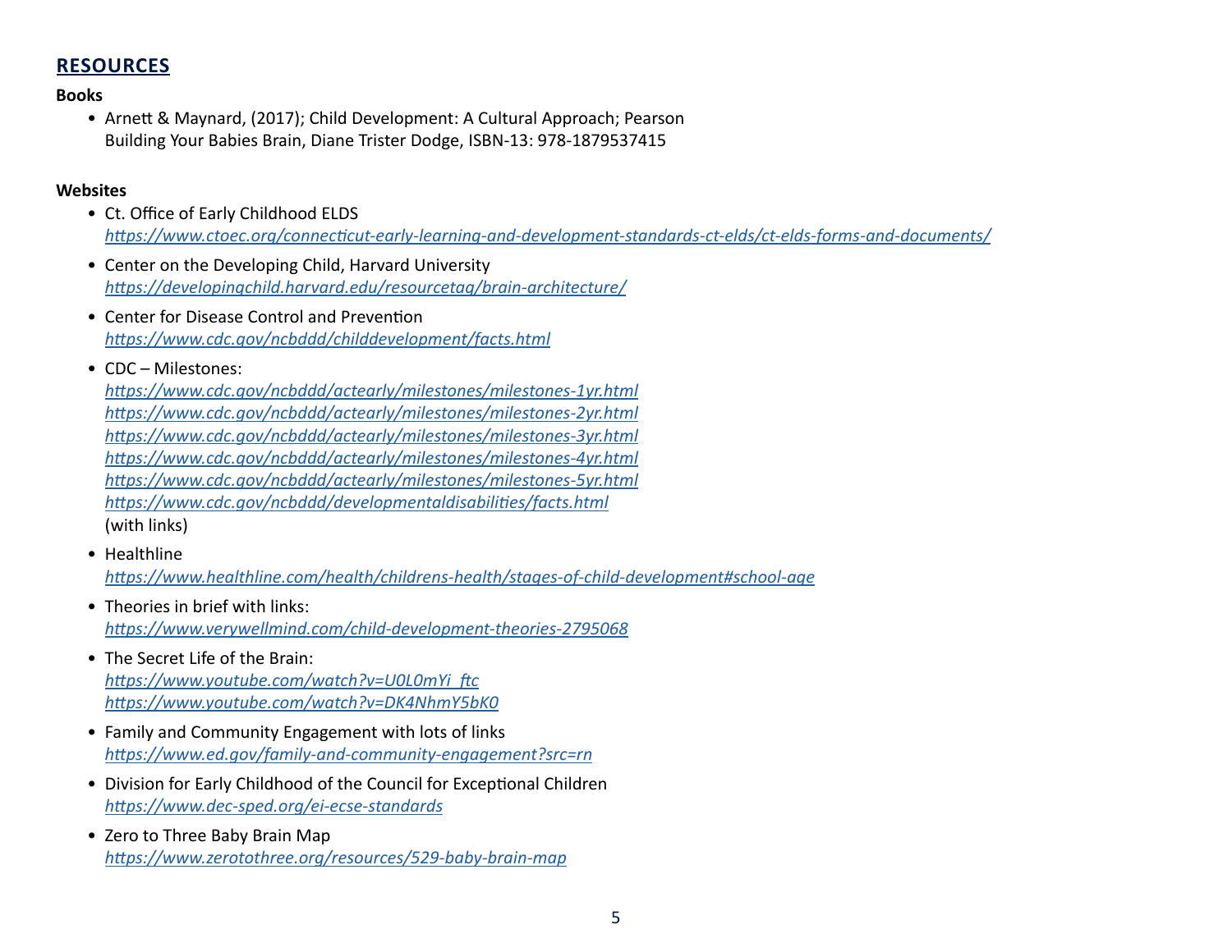## RESOURCES

**Books**

- Arnett & Maynard, (2017); Child Development: A Cultural Approach; Pearson
  Building Your Babies Brain, Diane Trister Dodge, ISBN-13: 978-1879537415

**Websites**

- Ct. Office of Early Childhood ELDS
  *https://www.ctoec.org/connecticut-early-learning-and-development-standards-ct-elds/ct-elds-forms-and-documents/*
- Center on the Developing Child, Harvard University
  *https://developingchild.harvard.edu/resourcetag/brain-architecture/*
- Center for Disease Control and Prevention
  *https://www.cdc.gov/ncbddd/childdevelopment/facts.html*
- CDC – Milestones:
  *https://www.cdc.gov/ncbddd/actearly/milestones/milestones-1yr.html*
  *https://www.cdc.gov/ncbddd/actearly/milestones/milestones-2yr.html*
  *https://www.cdc.gov/ncbddd/actearly/milestones/milestones-3yr.html*
  *https://www.cdc.gov/ncbddd/actearly/milestones/milestones-4yr.html*
  *https://www.cdc.gov/ncbddd/actearly/milestones/milestones-5yr.html*
  *https://www.cdc.gov/ncbddd/developmentaldisabilities/facts.html*
  (with links)
- Healthline
  *https://www.healthline.com/health/childrens-health/stages-of-child-development#school-age*
- Theories in brief with links:
  *https://www.verywellmind.com/child-development-theories-2795068*
- The Secret Life of the Brain:
  *https://www.youtube.com/watch?v=U0L0mYi_ftc*
  *https://www.youtube.com/watch?v=DK4NhmY5bK0*
- Family and Community Engagement with lots of links
  *https://www.ed.gov/family-and-community-engagement?src=rn*
- Division for Early Childhood of the Council for Exceptional Children
  *https://www.dec-sped.org/ei-ecse-standards*
- Zero to Three Baby Brain Map
  *https://www.zerotothree.org/resources/529-baby-brain-map*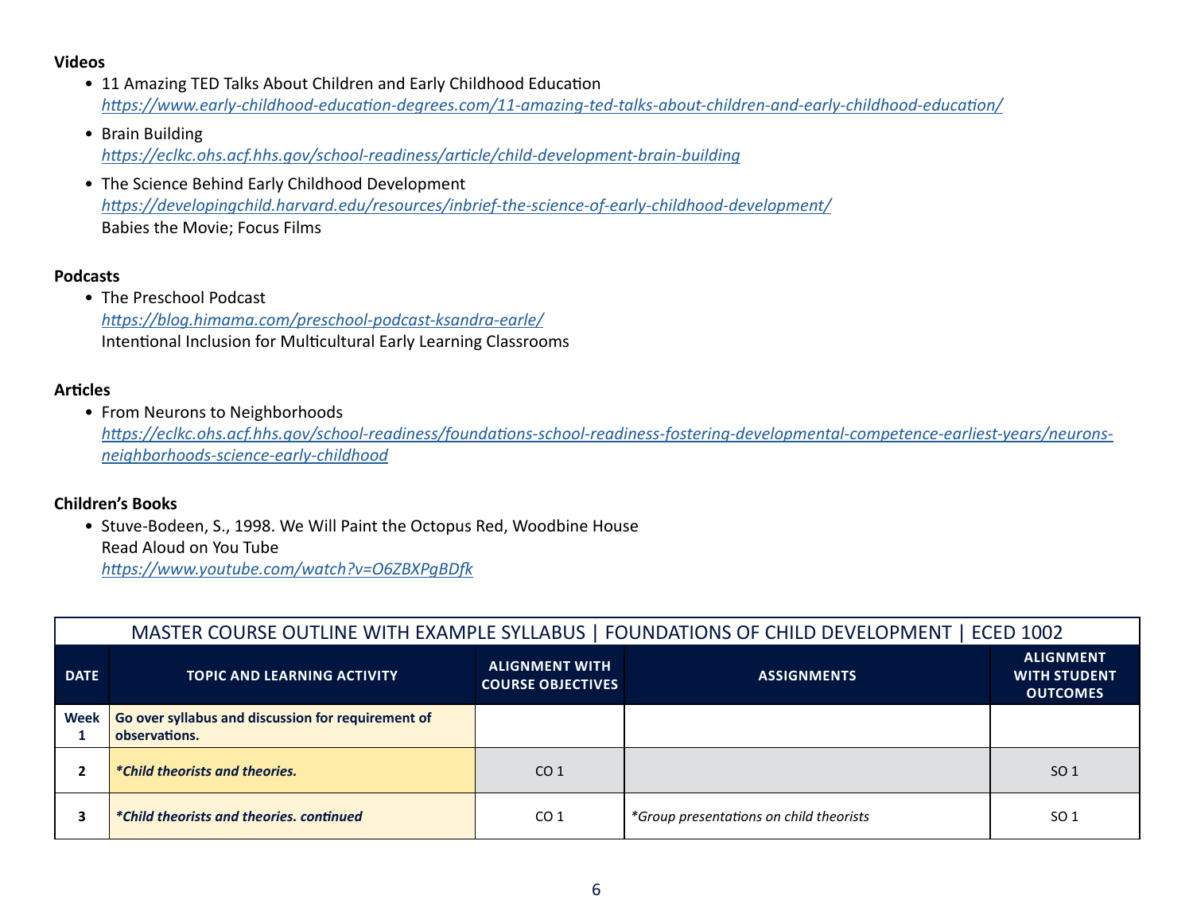**Videos**

- 11 Amazing TED Talks About Children and Early Childhood Education
  *https://www.early-childhood-education-degrees.com/11-amazing-ted-talks-about-children-and-early-childhood-education/*
- Brain Building
  *https://eclkc.ohs.acf.hhs.gov/school-readiness/article/child-development-brain-building*
- The Science Behind Early Childhood Development
  *https://developingchild.harvard.edu/resources/inbrief-the-science-of-early-childhood-development/*
  Babies the Movie; Focus Films

**Podcasts**

- The Preschool Podcast
  *https://blog.himama.com/preschool-podcast-ksandra-earle/*
  Intentional Inclusion for Multicultural Early Learning Classrooms

**Articles**

- From Neurons to Neighborhoods
  *https://eclkc.ohs.acf.hhs.gov/school-readiness/foundations-school-readiness-fostering-developmental-competence-earliest-years/neurons-neighborhoods-science-early-childhood*

**Children's Books**

- Stuve-Bodeen, S., 1998. We Will Paint the Octopus Red, Woodbine House
  Read Aloud on You Tube
  *https://www.youtube.com/watch?v=O6ZBXPgBDfk*

| MASTER COURSE OUTLINE WITH EXAMPLE SYLLABUS \| FOUNDATIONS OF CHILD DEVELOPMENT \| ECED 1002 | | | | |
|---|---|---|---|---|
| **DATE** | **TOPIC AND LEARNING ACTIVITY** | **ALIGNMENT WITH COURSE OBJECTIVES** | **ASSIGNMENTS** | **ALIGNMENT WITH STUDENT OUTCOMES** |
| **Week 1** | **Go over syllabus and discussion for requirement of observations.** | | | |
| **2** | ***Child theorists and theories.*** | CO 1 | | SO 1 |
| **3** | ***Child theorists and theories. continued*** | CO 1 | *\*Group presentations on child theorists* | SO 1 |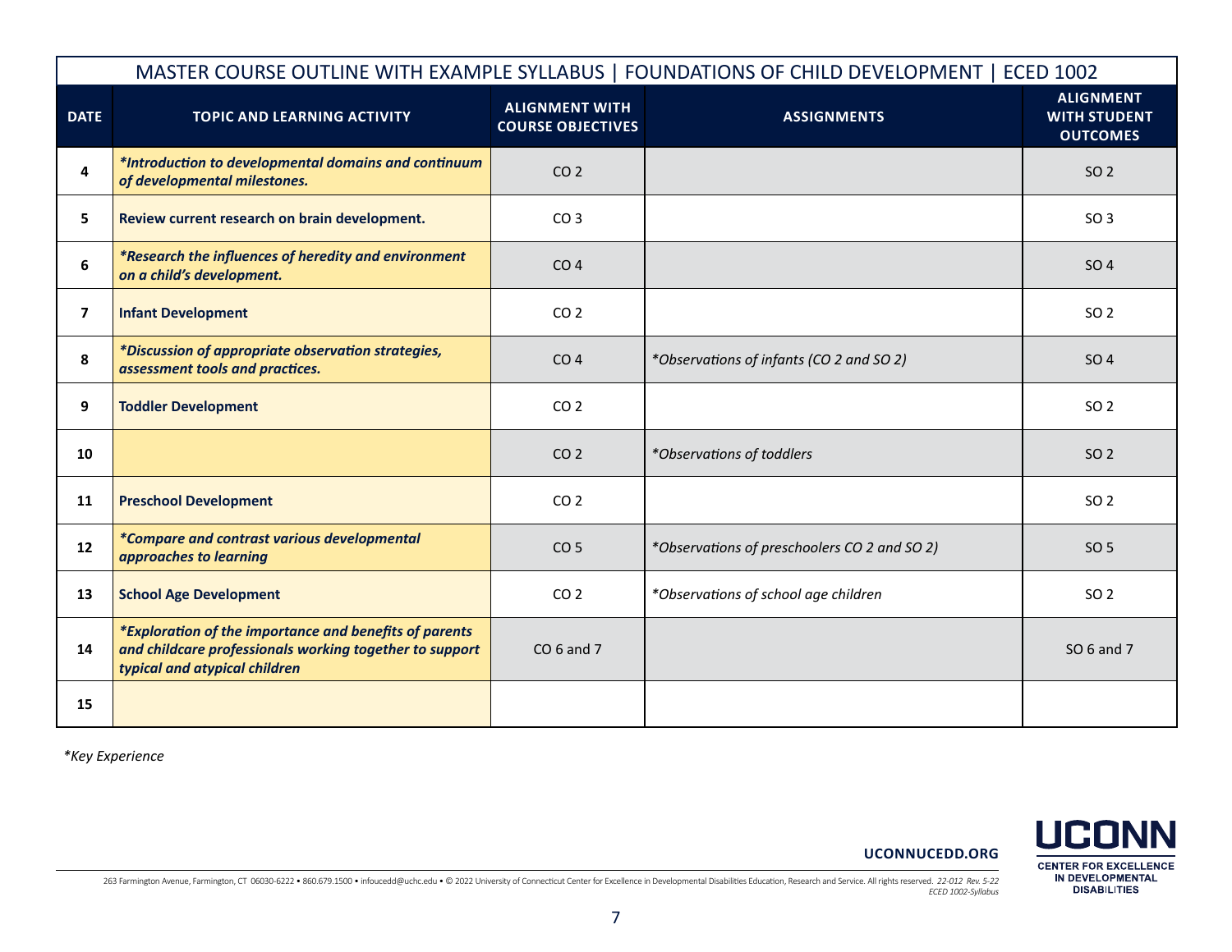## MASTER COURSE OUTLINE WITH EXAMPLE SYLLABUS | FOUNDATIONS OF CHILD DEVELOPMENT | ECED 1002

| DATE | TOPIC AND LEARNING ACTIVITY | ALIGNMENT WITH COURSE OBJECTIVES | ASSIGNMENTS | ALIGNMENT WITH STUDENT OUTCOMES |
|---|---|---|---|---|
| 4 | ***Introduction to developmental domains and continuum of developmental milestones.*** | CO 2 | | SO 2 |
| 5 | **Review current research on brain development.** | CO 3 | | SO 3 |
| 6 | ***Research the influences of heredity and environment on a child's development.*** | CO 4 | | SO 4 |
| 7 | **Infant Development** | CO 2 | | SO 2 |
| 8 | ***Discussion of appropriate observation strategies, assessment tools and practices.*** | CO 4 | **Observations of infants (CO 2 and SO 2)* | SO 4 |
| 9 | **Toddler Development** | CO 2 | | SO 2 |
| 10 | | CO 2 | **Observations of toddlers* | SO 2 |
| 11 | **Preschool Development** | CO 2 | | SO 2 |
| 12 | ***Compare and contrast various developmental approaches to learning*** | CO 5 | **Observations of preschoolers CO 2 and SO 2)* | SO 5 |
| 13 | **School Age Development** | CO 2 | **Observations of school age children* | SO 2 |
| 14 | ***Exploration of the importance and benefits of parents and childcare professionals working together to support typical and atypical children*** | CO 6 and 7 | | SO 6 and 7 |
| 15 | | | | |

**Key Experience*

**UCONNUCEDD.ORG**

UCONN CENTER FOR EXCELLENCE IN DEVELOPMENTAL DISABILITIES

263 Farmington Avenue, Farmington, CT 06030-6222 • 860.679.1500 • infoucedd@uchc.edu • © 2022 University of Connecticut Center for Excellence in Developmental Disabilities Education, Research and Service. All rights reserved. *22-012 Rev. 5-22 ECED 1002-Syllabus*